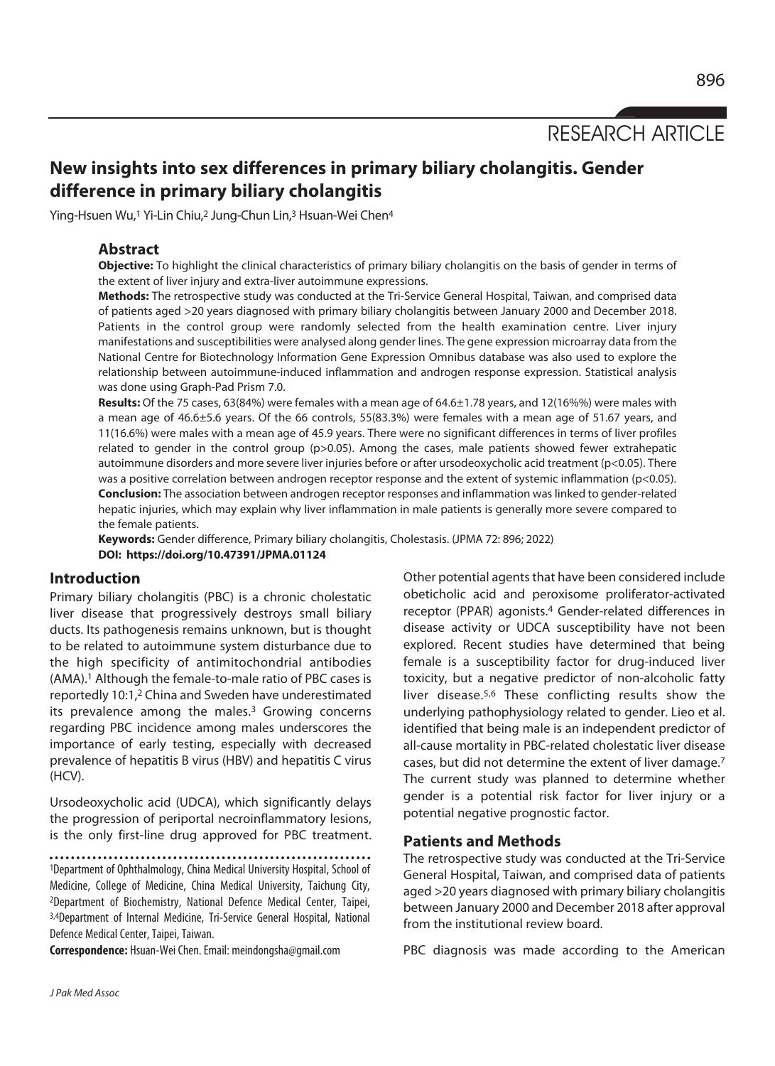RESEARCH ARTICLE

# New insights into sex differences in primary biliary cholangitis. Gender difference in primary biliary cholangitis

Ying-Hsuen Wu,[1] Yi-Lin Chiu,[2] Jung-Chun Lin,[3] Hsuan-Wei Chen[4]

## Abstract

**Objective:** To highlight the clinical characteristics of primary biliary cholangitis on the basis of gender in terms of the extent of liver injury and extra-liver autoimmune expressions.

**Methods:** The retrospective study was conducted at the Tri-Service General Hospital, Taiwan, and comprised data of patients aged >20 years diagnosed with primary biliary cholangitis between January 2000 and December 2018. Patients in the control group were randomly selected from the health examination centre. Liver injury manifestations and susceptibilities were analysed along gender lines. The gene expression microarray data from the National Centre for Biotechnology Information Gene Expression Omnibus database was also used to explore the relationship between autoimmune-induced inflammation and androgen response expression. Statistical analysis was done using Graph-Pad Prism 7.0.

**Results:** Of the 75 cases, 63(84%) were females with a mean age of 64.6±1.78 years, and 12(16%%) were males with a mean age of 46.6±5.6 years. Of the 66 controls, 55(83.3%) were females with a mean age of 51.67 years, and 11(16.6%) were males with a mean age of 45.9 years. There were no significant differences in terms of liver profiles related to gender in the control group ($p>0.05$). Among the cases, male patients showed fewer extrahepatic autoimmune disorders and more severe liver injuries before or after ursodeoxycholic acid treatment ($p<0.05$). There was a positive correlation between androgen receptor response and the extent of systemic inflammation ($p<0.05$).

**Conclusion:** The association between androgen receptor responses and inflammation was linked to gender-related hepatic injuries, which may explain why liver inflammation in male patients is generally more severe compared to the female patients.

**Keywords:** Gender difference, Primary biliary cholangitis, Cholestasis. (JPMA 72: 896; 2022)

**DOI: https://doi.org/10.47391/JPMA.01124**

## Introduction

Primary biliary cholangitis (PBC) is a chronic cholestatic liver disease that progressively destroys small biliary ducts. Its pathogenesis remains unknown, but is thought to be related to autoimmune system disturbance due to the high specificity of antimitochondrial antibodies (AMA).[1] Although the female-to-male ratio of PBC cases is reportedly 10:1,[2] China and Sweden have underestimated its prevalence among the males.[3] Growing concerns regarding PBC incidence among males underscores the importance of early testing, especially with decreased prevalence of hepatitis B virus (HBV) and hepatitis C virus (HCV).

Ursodeoxycholic acid (UDCA), which significantly delays the progression of periportal necroinflammatory lesions, is the only first-line drug approved for PBC treatment. Other potential agents that have been considered include obeticholic acid and peroxisome proliferator-activated receptor (PPAR) agonists.[4] Gender-related differences in disease activity or UDCA susceptibility have not been explored. Recent studies have determined that being female is a susceptibility factor for drug-induced liver toxicity, but a negative predictor of non-alcoholic fatty liver disease.[5,6] These conflicting results show the underlying pathophysiology related to gender. Lieo et al. identified that being male is an independent predictor of all-cause mortality in PBC-related cholestatic liver disease cases, but did not determine the extent of liver damage.[7] The current study was planned to determine whether gender is a potential risk factor for liver injury or a potential negative prognostic factor.

## Patients and Methods

The retrospective study was conducted at the Tri-Service General Hospital, Taiwan, and comprised data of patients aged >20 years diagnosed with primary biliary cholangitis between January 2000 and December 2018 after approval from the institutional review board.

PBC diagnosis was made according to the American

---

[1]Department of Ophthalmology, China Medical University Hospital, School of Medicine, College of Medicine, China Medical University, Taichung City, [2]Department of Biochemistry, National Defence Medical Center, Taipei, [3,4]Department of Internal Medicine, Tri-Service General Hospital, National Defence Medical Center, Taipei, Taiwan.

**Correspondence:** Hsuan-Wei Chen. Email: meindongsha@gmail.com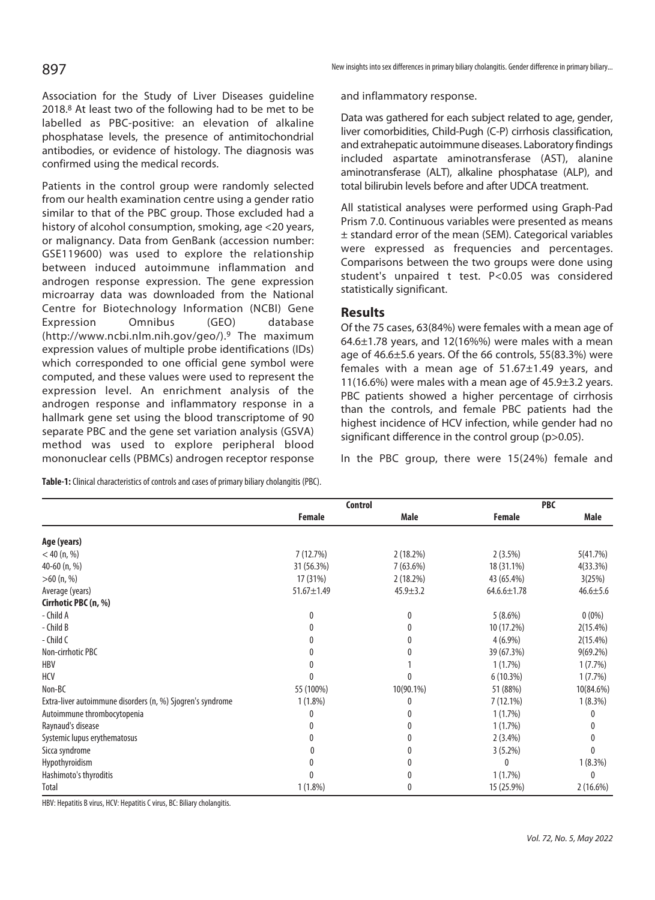Association for the Study of Liver Diseases guideline 2018.[8] At least two of the following had to be met to be labelled as PBC-positive: an elevation of alkaline phosphatase levels, the presence of antimitochondrial antibodies, or evidence of histology. The diagnosis was confirmed using the medical records.

Patients in the control group were randomly selected from our health examination centre using a gender ratio similar to that of the PBC group. Those excluded had a history of alcohol consumption, smoking, age <20 years, or malignancy. Data from GenBank (accession number: GSE119600) was used to explore the relationship between induced autoimmune inflammation and androgen response expression. The gene expression microarray data was downloaded from the National Centre for Biotechnology Information (NCBI) Gene Expression Omnibus (GEO) database (http://www.ncbi.nlm.nih.gov/geo/).[9] The maximum expression values of multiple probe identifications (IDs) which corresponded to one official gene symbol were computed, and these values were used to represent the expression level. An enrichment analysis of the androgen response and inflammatory response in a hallmark gene set using the blood transcriptome of 90 separate PBC and the gene set variation analysis (GSVA) method was used to explore peripheral blood mononuclear cells (PBMCs) androgen receptor response and inflammatory response.

Data was gathered for each subject related to age, gender, liver comorbidities, Child-Pugh (C-P) cirrhosis classification, and extrahepatic autoimmune diseases. Laboratory findings included aspartate aminotransferase (AST), alanine aminotransferase (ALT), alkaline phosphatase (ALP), and total bilirubin levels before and after UDCA treatment.

All statistical analyses were performed using Graph-Pad Prism 7.0. Continuous variables were presented as means ± standard error of the mean (SEM). Categorical variables were expressed as frequencies and percentages. Comparisons between the two groups were done using student's unpaired t test. $P<0.05$ was considered statistically significant.

## Results

Of the 75 cases, 63(84%) were females with a mean age of 64.6±1.78 years, and 12(16%%) were males with a mean age of 46.6±5.6 years. Of the 66 controls, 55(83.3%) were females with a mean age of 51.67±1.49 years, and 11(16.6%) were males with a mean age of 45.9±3.2 years. PBC patients showed a higher percentage of cirrhosis than the controls, and female PBC patients had the highest incidence of HCV infection, while gender had no significant difference in the control group ($p>0.05$).

In the PBC group, there were 15(24%) female and

**Table-1:** Clinical characteristics of controls and cases of primary biliary cholangitis (PBC).

| | Control | | PBC | |
|---|---|---|---|---|
| | Female | Male | Female | Male |
| **Age (years)** | | | | |
| < 40 (n, %) | 7 (12.7%) | 2 (18.2%) | 2 (3.5%) | 5(41.7%) |
| 40-60 (n, %) | 31 (56.3%) | 7 (63.6%) | 18 (31.1%) | 4(33.3%) |
| >60 (n, %) | 17 (31%) | 2 (18.2%) | 43 (65.4%) | 3(25%) |
| Average (years) | 51.67±1.49 | 45.9±3.2 | 64.6±1.78 | 46.6±5.6 |
| **Cirrhotic PBC (n, %)** | | | | |
| - Child A | 0 | 0 | 5 (8.6%) | 0 (0%) |
| - Child B | 0 | 0 | 10 (17.2%) | 2(15.4%) |
| - Child C | 0 | 0 | 4 (6.9%) | 2(15.4%) |
| Non-cirrhotic PBC | 0 | 0 | 39 (67.3%) | 9(69.2%) |
| HBV | 0 | 1 | 1 (1.7%) | 1 (7.7%) |
| HCV | 0 | 0 | 6 (10.3%) | 1 (7.7%) |
| Non-BC | 55 (100%) | 10(90.1%) | 51 (88%) | 10(84.6%) |
| Extra-liver autoimmune disorders (n, %) Sjogren's syndrome | 1 (1.8%) | 0 | 7 (12.1%) | 1 (8.3%) |
| Autoimmune thrombocytopenia | 0 | 0 | 1 (1.7%) | 0 |
| Raynaud's disease | 0 | 0 | 1 (1.7%) | 0 |
| Systemic lupus erythematosus | 0 | 0 | 2 (3.4%) | 0 |
| Sicca syndrome | 0 | 0 | 3 (5.2%) | 0 |
| Hypothyroidism | 0 | 0 | 0 | 1 (8.3%) |
| Hashimoto's thyroditis | 0 | 0 | 1 (1.7%) | 0 |
| Total | 1 (1.8%) | 0 | 15 (25.9%) | 2 (16.6%) |

HBV: Hepatitis B virus, HCV: Hepatitis C virus, BC: Biliary cholangitis.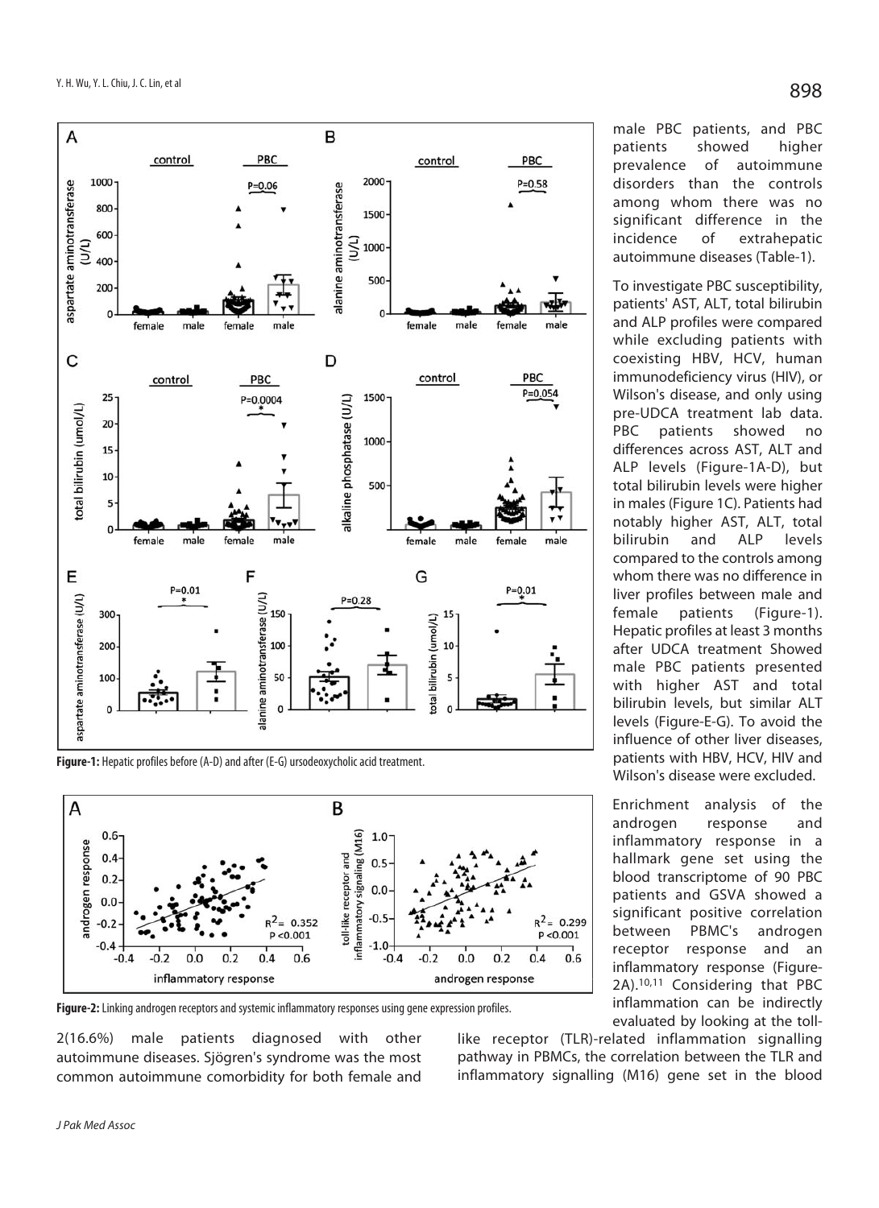**Figure-1:** Hepatic profiles before (A-D) and after (E-G) ursodeoxycholic acid treatment.

**Figure-2:** Linking androgen receptors and systemic inflammatory responses using gene expression profiles.

2(16.6%) male patients diagnosed with other autoimmune diseases. Sjögren's syndrome was the most common autoimmune comorbidity for both female and male PBC patients, and PBC patients showed higher prevalence of autoimmune disorders than the controls among whom there was no significant difference in the incidence of extrahepatic autoimmune diseases (Table-1).

To investigate PBC susceptibility, patients' AST, ALT, total bilirubin and ALP profiles were compared while excluding patients with coexisting HBV, HCV, human immunodeficiency virus (HIV), or Wilson's disease, and only using pre-UDCA treatment lab data. PBC patients showed no differences across AST, ALT and ALP levels (Figure-1A-D), but total bilirubin levels were higher in males (Figure 1C). Patients had notably higher AST, ALT, total bilirubin and ALP levels compared to the controls among whom there was no difference in liver profiles between male and female patients (Figure-1). Hepatic profiles at least 3 months after UDCA treatment Showed male PBC patients presented with higher AST and total bilirubin levels, but similar ALT levels (Figure-E-G). To avoid the influence of other liver diseases, patients with HBV, HCV, HIV and Wilson's disease were excluded.

Enrichment analysis of the androgen response and inflammatory response in a hallmark gene set using the blood transcriptome of 90 PBC patients and GSVA showed a significant positive correlation between PBMC's androgen receptor response and an inflammatory response (Figure-2A).[10,11] Considering that PBC inflammation can be indirectly evaluated by looking at the toll-like receptor (TLR)-related inflammation signalling pathway in PBMCs, the correlation between the TLR and inflammatory signalling (M16) gene set in the blood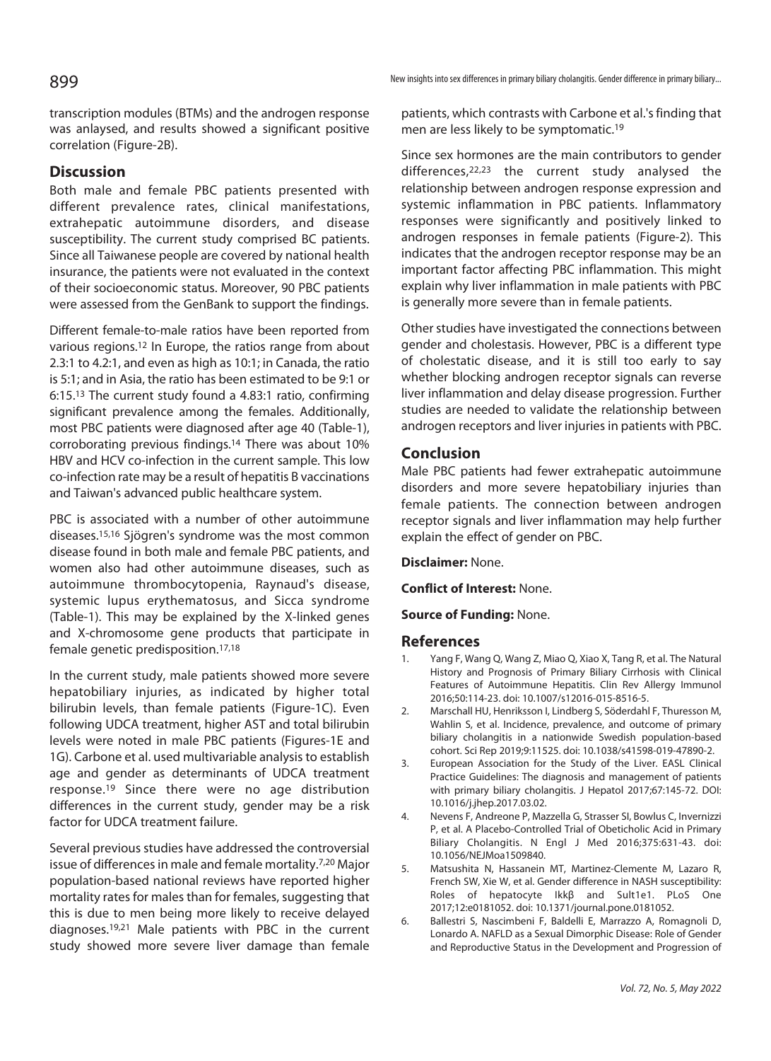transcription modules (BTMs) and the androgen response was anlaysed, and results showed a significant positive correlation (Figure-2B).

## Discussion

Both male and female PBC patients presented with different prevalence rates, clinical manifestations, extrahepatic autoimmune disorders, and disease susceptibility. The current study comprised BC patients. Since all Taiwanese people are covered by national health insurance, the patients were not evaluated in the context of their socioeconomic status. Moreover, 90 PBC patients were assessed from the GenBank to support the findings.

Different female-to-male ratios have been reported from various regions.[12] In Europe, the ratios range from about 2.3:1 to 4.2:1, and even as high as 10:1; in Canada, the ratio is 5:1; and in Asia, the ratio has been estimated to be 9:1 or 6:15.[13] The current study found a 4.83:1 ratio, confirming significant prevalence among the females. Additionally, most PBC patients were diagnosed after age 40 (Table-1), corroborating previous findings.[14] There was about 10% HBV and HCV co-infection in the current sample. This low co-infection rate may be a result of hepatitis B vaccinations and Taiwan's advanced public healthcare system.

PBC is associated with a number of other autoimmune diseases.[15,16] Sjögren's syndrome was the most common disease found in both male and female PBC patients, and women also had other autoimmune diseases, such as autoimmune thrombocytopenia, Raynaud's disease, systemic lupus erythematosus, and Sicca syndrome (Table-1). This may be explained by the X-linked genes and X-chromosome gene products that participate in female genetic predisposition.[17,18]

In the current study, male patients showed more severe hepatobiliary injuries, as indicated by higher total bilirubin levels, than female patients (Figure-1C). Even following UDCA treatment, higher AST and total bilirubin levels were noted in male PBC patients (Figures-1E and 1G). Carbone et al. used multivariable analysis to establish age and gender as determinants of UDCA treatment response.[19] Since there were no age distribution differences in the current study, gender may be a risk factor for UDCA treatment failure.

Several previous studies have addressed the controversial issue of differences in male and female mortality.[7,20] Major population-based national reviews have reported higher mortality rates for males than for females, suggesting that this is due to men being more likely to receive delayed diagnoses.[19,21] Male patients with PBC in the current study showed more severe liver damage than female patients, which contrasts with Carbone et al.'s finding that men are less likely to be symptomatic.[19]

Since sex hormones are the main contributors to gender differences,[22,23] the current study analysed the relationship between androgen response expression and systemic inflammation in PBC patients. Inflammatory responses were significantly and positively linked to androgen responses in female patients (Figure-2). This indicates that the androgen receptor response may be an important factor affecting PBC inflammation. This might explain why liver inflammation in male patients with PBC is generally more severe than in female patients.

Other studies have investigated the connections between gender and cholestasis. However, PBC is a different type of cholestatic disease, and it is still too early to say whether blocking androgen receptor signals can reverse liver inflammation and delay disease progression. Further studies are needed to validate the relationship between androgen receptors and liver injuries in patients with PBC.

## Conclusion

Male PBC patients had fewer extrahepatic autoimmune disorders and more severe hepatobiliary injuries than female patients. The connection between androgen receptor signals and liver inflammation may help further explain the effect of gender on PBC.

**Disclaimer:** None.

**Conflict of Interest:** None.

**Source of Funding:** None.

## References

1. Yang F, Wang Q, Wang Z, Miao Q, Xiao X, Tang R, et al. The Natural History and Prognosis of Primary Biliary Cirrhosis with Clinical Features of Autoimmune Hepatitis. Clin Rev Allergy Immunol 2016;50:114-23. doi: 10.1007/s12016-015-8516-5.
2. Marschall HU, Henriksson I, Lindberg S, Söderdahl F, Thuresson M, Wahlin S, et al. Incidence, prevalence, and outcome of primary biliary cholangitis in a nationwide Swedish population-based cohort. Sci Rep 2019;9:11525. doi: 10.1038/s41598-019-47890-2.
3. European Association for the Study of the Liver. EASL Clinical Practice Guidelines: The diagnosis and management of patients with primary biliary cholangitis. J Hepatol 2017;67:145-72. DOI: 10.1016/j.jhep.2017.03.02.
4. Nevens F, Andreone P, Mazzella G, Strasser SI, Bowlus C, Invernizzi P, et al. A Placebo-Controlled Trial of Obeticholic Acid in Primary Biliary Cholangitis. N Engl J Med 2016;375:631-43. doi: 10.1056/NEJMoa1509840.
5. Matsushita N, Hassanein MT, Martinez-Clemente M, Lazaro R, French SW, Xie W, et al. Gender difference in NASH susceptibility: Roles of hepatocyte Ikkβ and Sult1e1. PLoS One 2017;12:e0181052. doi: 10.1371/journal.pone.0181052.
6. Ballestri S, Nascimbeni F, Baldelli E, Marrazzo A, Romagnoli D, Lonardo A. NAFLD as a Sexual Dimorphic Disease: Role of Gender and Reproductive Status in the Development and Progression of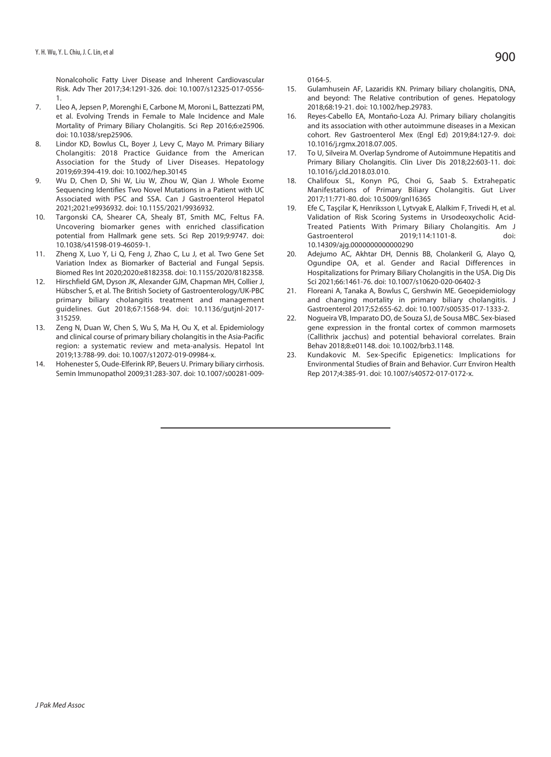Nonalcoholic Fatty Liver Disease and Inherent Cardiovascular Risk. Adv Ther 2017;34:1291-326. doi: 10.1007/s12325-017-0556-1.

7. Lleo A, Jepsen P, Morenghi E, Carbone M, Moroni L, Battezzati PM, et al. Evolving Trends in Female to Male Incidence and Male Mortality of Primary Biliary Cholangitis. Sci Rep 2016;6:e25906. doi: 10.1038/srep25906.
8. Lindor KD, Bowlus CL, Boyer J, Levy C, Mayo M. Primary Biliary Cholangitis: 2018 Practice Guidance from the American Association for the Study of Liver Diseases. Hepatology 2019;69:394-419. doi: 10.1002/hep.30145
9. Wu D, Chen D, Shi W, Liu W, Zhou W, Qian J. Whole Exome Sequencing Identifies Two Novel Mutations in a Patient with UC Associated with PSC and SSA. Can J Gastroenterol Hepatol 2021;2021:e9936932. doi: 10.1155/2021/9936932.
10. Targonski CA, Shearer CA, Shealy BT, Smith MC, Feltus FA. Uncovering biomarker genes with enriched classification potential from Hallmark gene sets. Sci Rep 2019;9:9747. doi: 10.1038/s41598-019-46059-1.
11. Zheng X, Luo Y, Li Q, Feng J, Zhao C, Lu J, et al. Two Gene Set Variation Index as Biomarker of Bacterial and Fungal Sepsis. Biomed Res Int 2020;2020:e8182358. doi: 10.1155/2020/8182358.
12. Hirschfield GM, Dyson JK, Alexander GJM, Chapman MH, Collier J, Hübscher S, et al. The British Society of Gastroenterology/UK-PBC primary biliary cholangitis treatment and management guidelines. Gut 2018;67:1568-94. doi: 10.1136/gutjnl-2017-315259.
13. Zeng N, Duan W, Chen S, Wu S, Ma H, Ou X, et al. Epidemiology and clinical course of primary biliary cholangitis in the Asia-Pacific region: a systematic review and meta-analysis. Hepatol Int 2019;13:788-99. doi: 10.1007/s12072-019-09984-x.
14. Hohenester S, Oude-Elferink RP, Beuers U. Primary biliary cirrhosis. Semin Immunopathol 2009;31:283-307. doi: 10.1007/s00281-009-0164-5.
15. Gulamhusein AF, Lazaridis KN. Primary biliary cholangitis, DNA, and beyond: The Relative contribution of genes. Hepatology 2018;68:19-21. doi: 10.1002/hep.29783.
16. Reyes-Cabello EA, Montaño-Loza AJ. Primary biliary cholangitis and its association with other autoimmune diseases in a Mexican cohort. Rev Gastroenterol Mex (Engl Ed) 2019;84:127-9. doi: 10.1016/j.rgmx.2018.07.005.
17. To U, Silveira M. Overlap Syndrome of Autoimmune Hepatitis and Primary Biliary Cholangitis. Clin Liver Dis 2018;22:603-11. doi: 10.1016/j.cld.2018.03.010.
18. Chalifoux SL, Konyn PG, Choi G, Saab S. Extrahepatic Manifestations of Primary Biliary Cholangitis. Gut Liver 2017;11:771-80. doi: 10.5009/gnl16365
19. Efe C, Taşçilar K, Henriksson I, Lytvyak E, Alalkim F, Trivedi H, et al. Validation of Risk Scoring Systems in Ursodeoxycholic Acid-Treated Patients With Primary Biliary Cholangitis. Am J Gastroenterol 2019;114:1101-8. doi: 10.14309/ajg.0000000000000290
20. Adejumo AC, Akhtar DH, Dennis BB, Cholankeril G, Alayo Q, Ogundipe OA, et al. Gender and Racial Differences in Hospitalizations for Primary Biliary Cholangitis in the USA. Dig Dis Sci 2021;66:1461-76. doi: 10.1007/s10620-020-06402-3
21. Floreani A, Tanaka A, Bowlus C, Gershwin ME. Geoepidemiology and changing mortality in primary biliary cholangitis. J Gastroenterol 2017;52:655-62. doi: 10.1007/s00535-017-1333-2.
22. Nogueira VB, Imparato DO, de Souza SJ, de Sousa MBC. Sex-biased gene expression in the frontal cortex of common marmosets (Callithrix jacchus) and potential behavioral correlates. Brain Behav 2018;8:e01148. doi: 10.1002/brb3.1148.
23. Kundakovic M. Sex-Specific Epigenetics: Implications for Environmental Studies of Brain and Behavior. Curr Environ Health Rep 2017;4:385-91. doi: 10.1007/s40572-017-0172-x.